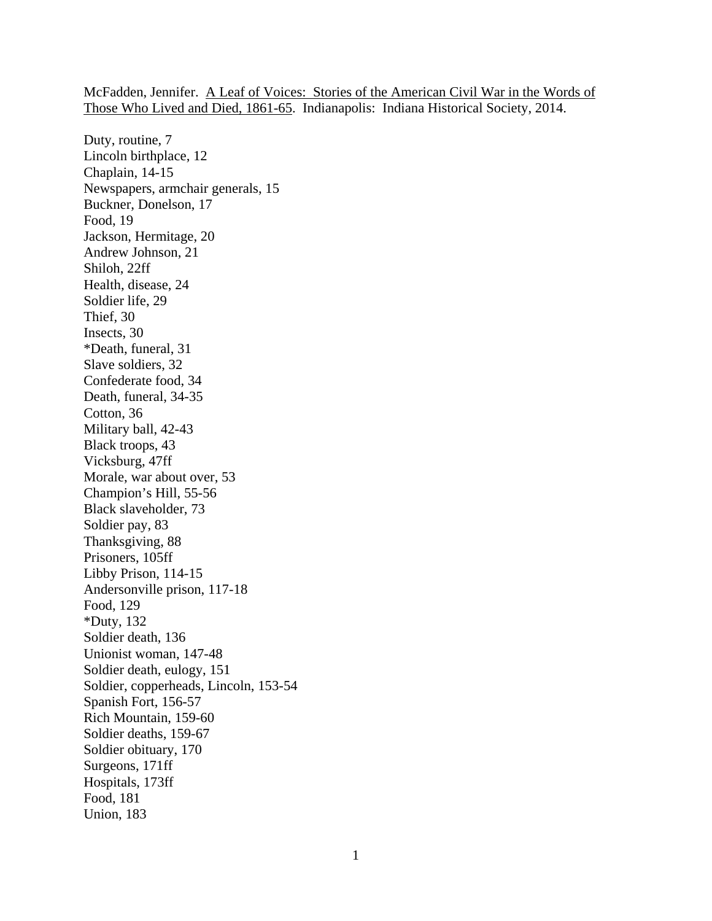McFadden, Jennifer. <u>A Leaf of Voices: Stories of the American Civil War in the Words of Those Who Lived and Died, 1861-65</u>. Indianapolis: Indiana Historical Society, 2014.

Duty, routine, 7
Lincoln birthplace, 12
Chaplain, 14-15
Newspapers, armchair generals, 15
Buckner, Donelson, 17
Food, 19
Jackson, Hermitage, 20
Andrew Johnson, 21
Shiloh, 22ff
Health, disease, 24
Soldier life, 29
Thief, 30
Insects, 30
*Death, funeral, 31
Slave soldiers, 32
Confederate food, 34
Death, funeral, 34-35
Cotton, 36
Military ball, 42-43
Black troops, 43
Vicksburg, 47ff
Morale, war about over, 53
Champion's Hill, 55-56
Black slaveholder, 73
Soldier pay, 83
Thanksgiving, 88
Prisoners, 105ff
Libby Prison, 114-15
Andersonville prison, 117-18
Food, 129
*Duty, 132
Soldier death, 136
Unionist woman, 147-48
Soldier death, eulogy, 151
Soldier, copperheads, Lincoln, 153-54
Spanish Fort, 156-57
Rich Mountain, 159-60
Soldier deaths, 159-67
Soldier obituary, 170
Surgeons, 171ff
Hospitals, 173ff
Food, 181
Union, 183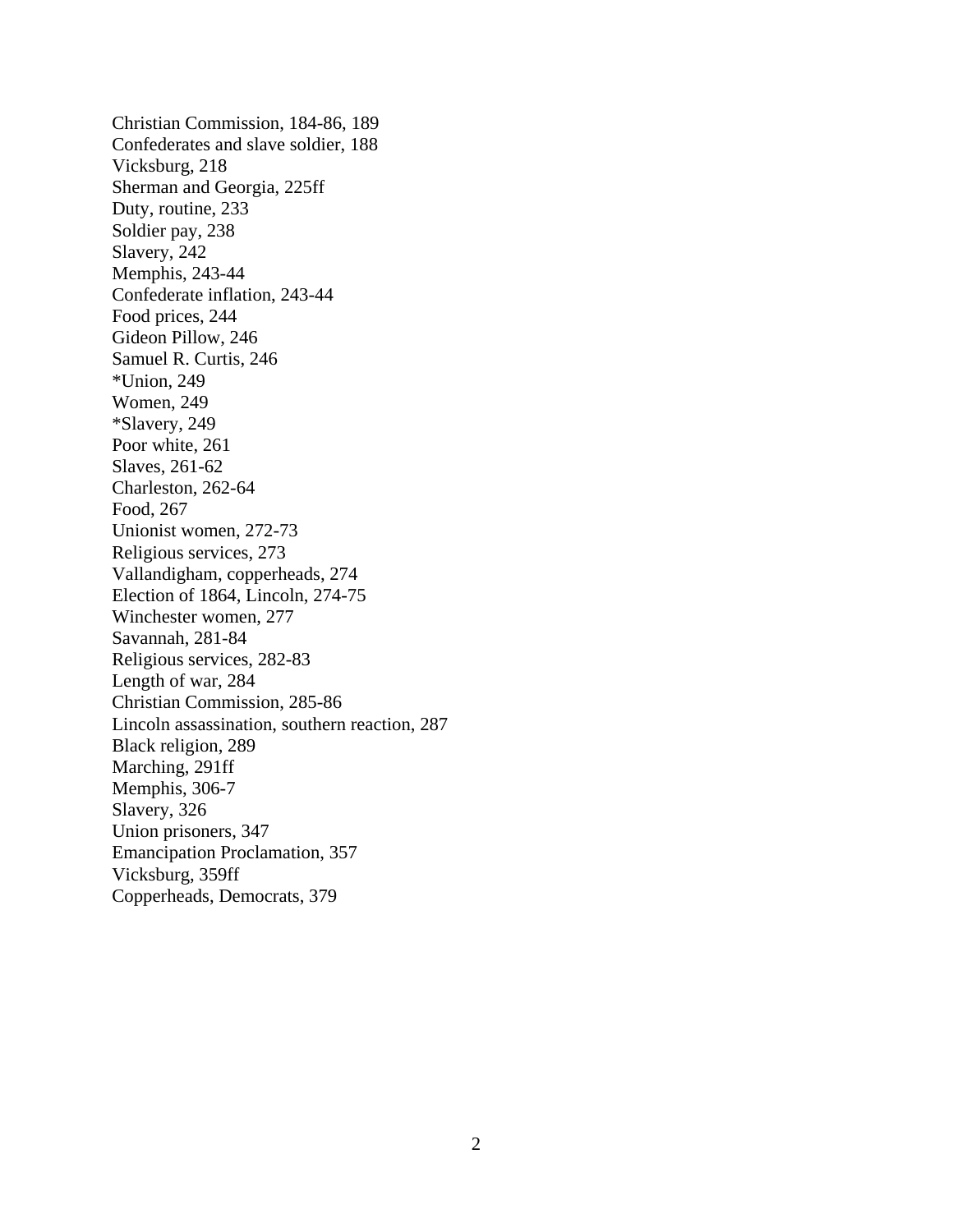Christian Commission, 184-86, 189
Confederates and slave soldier, 188
Vicksburg, 218
Sherman and Georgia, 225ff
Duty, routine, 233
Soldier pay, 238
Slavery, 242
Memphis, 243-44
Confederate inflation, 243-44
Food prices, 244
Gideon Pillow, 246
Samuel R. Curtis, 246
*Union, 249
Women, 249
*Slavery, 249
Poor white, 261
Slaves, 261-62
Charleston, 262-64
Food, 267
Unionist women, 272-73
Religious services, 273
Vallandigham, copperheads, 274
Election of 1864, Lincoln, 274-75
Winchester women, 277
Savannah, 281-84
Religious services, 282-83
Length of war, 284
Christian Commission, 285-86
Lincoln assassination, southern reaction, 287
Black religion, 289
Marching, 291ff
Memphis, 306-7
Slavery, 326
Union prisoners, 347
Emancipation Proclamation, 357
Vicksburg, 359ff
Copperheads, Democrats, 379